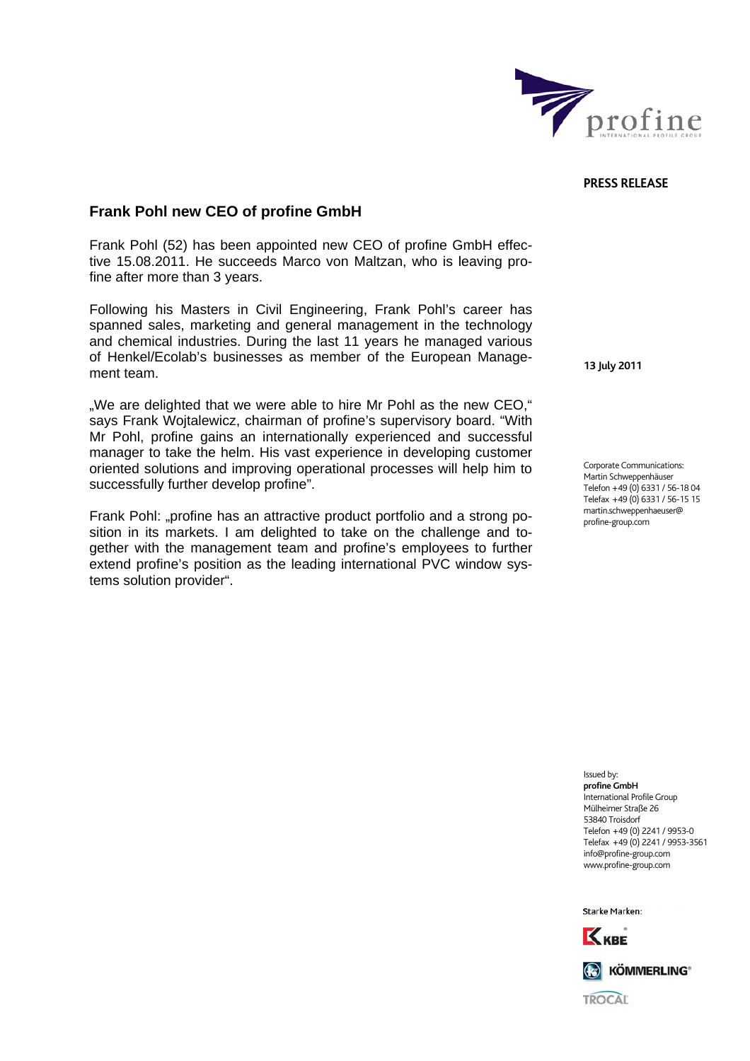PRESS RELEASE

## Frank Pohl new CEO of profine GmbH

13 July 2011

Frank Pohl (52) has been appointed new CEO of profine GmbH effective 15.08.2011. He succeeds Marco von Maltzan, who is leaving profine after more than 3 years.

Following his Masters in Civil Engineering, Frank Pohl's career has spanned sales, marketing and general management in the technology and chemical industries. During the last 11 years he managed various of Henkel/Ecolab's businesses as member of the European Management team.

„We are delighted that we were able to hire Mr Pohl as the new CEO," says Frank Wojtalewicz, chairman of profine's supervisory board. "With Mr Pohl, profine gains an internationally experienced and successful manager to take the helm. His vast experience in developing customer oriented solutions and improving operational processes will help him to successfully further develop profine".

Frank Pohl: „profine has an attractive product portfolio and a strong position in its markets. I am delighted to take on the challenge and together with the management team and profine's employees to further extend profine's position as the leading international PVC window systems solution provider".

Corporate Communications:
Martin Schweppenhäuser
Telefon +49 (0) 6331 / 56-18 04
Telefax +49 (0) 6331 / 56-15 15
martin.schweppenhaeuser@profine-group.com

Issued by:
**profine GmbH**
International Profile Group
Mülheimer Straße 26
53840 Troisdorf
Telefon +49 (0) 2241 / 9953-0
Telefax +49 (0) 2241 / 9953-3561
info@profine-group.com
www.profine-group.com

Starke Marken:
KBE
KÖMMERLING
TROCAL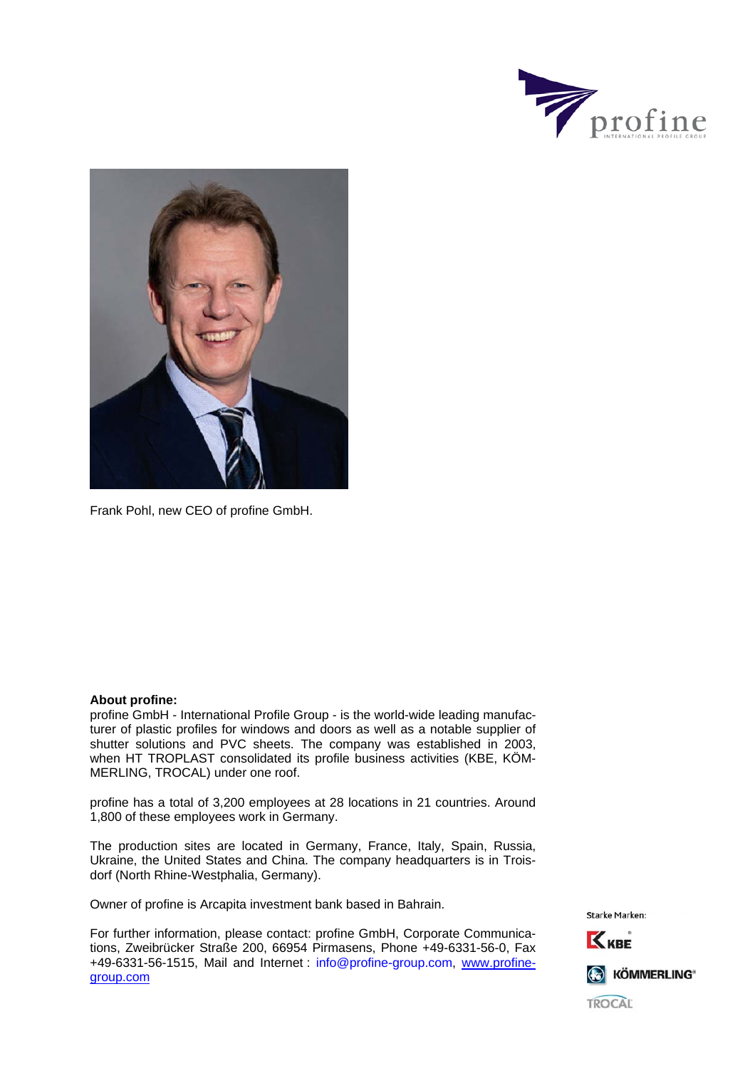Frank Pohl, new CEO of profine GmbH.

**About profine:**
profine GmbH - International Profile Group - is the world-wide leading manufacturer of plastic profiles for windows and doors as well as a notable supplier of shutter solutions and PVC sheets. The company was established in 2003, when HT TROPLAST consolidated its profile business activities (KBE, KÖMMERLING, TROCAL) under one roof.

profine has a total of 3,200 employees at 28 locations in 21 countries. Around 1,800 of these employees work in Germany.

The production sites are located in Germany, France, Italy, Spain, Russia, Ukraine, the United States and China. The company headquarters is in Troisdorf (North Rhine-Westphalia, Germany).

Owner of profine is Arcapita investment bank based in Bahrain.

For further information, please contact: profine GmbH, Corporate Communications, Zweibrücker Straße 200, 66954 Pirmasens, Phone +49-6331-56-0, Fax +49-6331-56-1515, Mail and Internet : info@profine-group.com, www.profine-group.com

Starke Marken:

KBE

KÖMMERLING

TROCAL